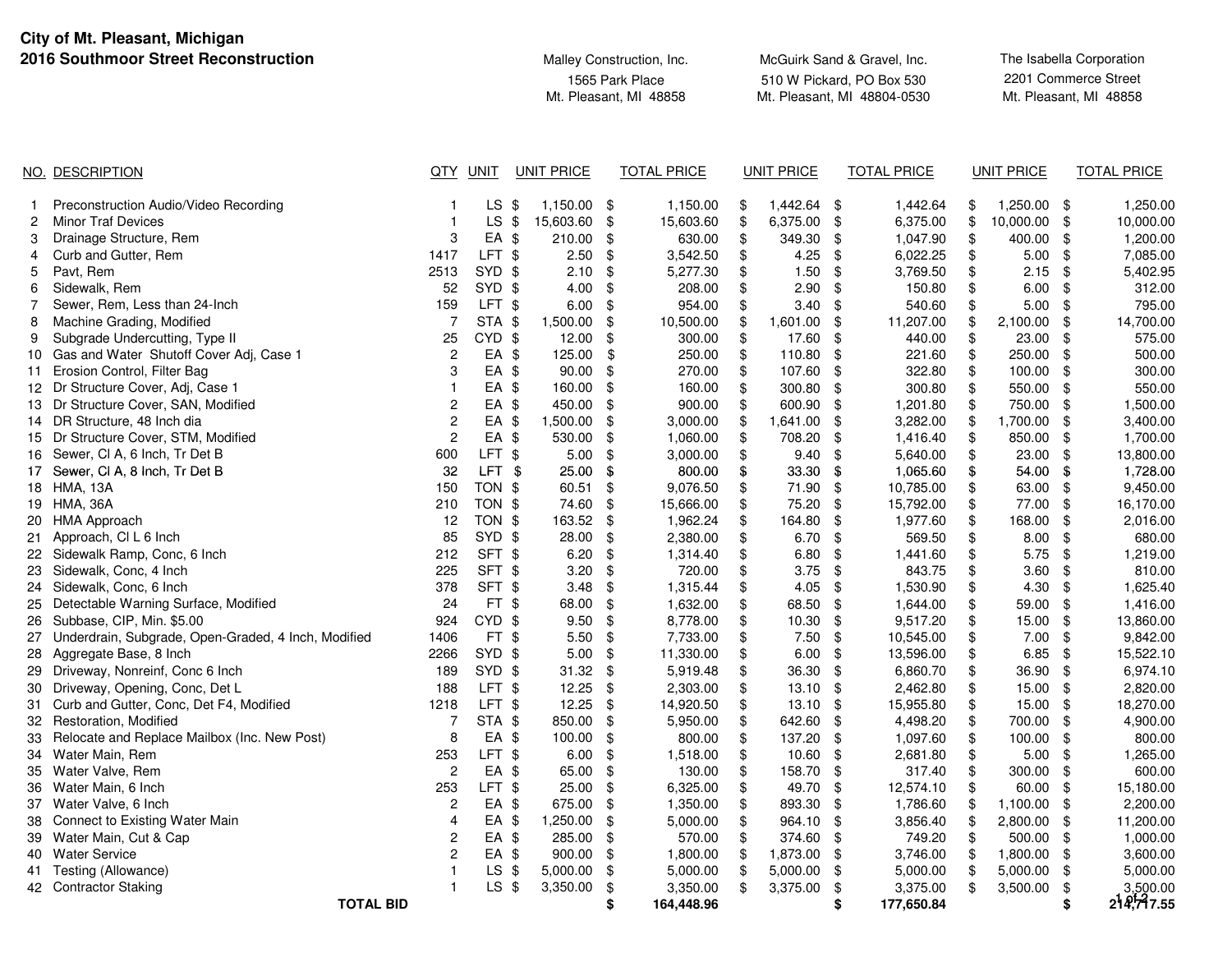**City of Mt. Pleasant, Michigan**
**2016 Southmoor Street Reconstruction**

| NO. | DESCRIPTION | QTY | UNIT | Malley Construction, Inc. 1565 Park Place Mt. Pleasant, MI 48858 UNIT PRICE | TOTAL PRICE | McGuirk Sand & Gravel, Inc. 510 W Pickard, PO Box 530 Mt. Pleasant, MI 48804-0530 UNIT PRICE | TOTAL PRICE | The Isabella Corporation 2201 Commerce Street Mt. Pleasant, MI 48858 UNIT PRICE | TOTAL PRICE |
|---|---|---|---|---|---|---|---|---|---|
| 1 | Preconstruction Audio/Video Recording | 1 | LS | $ 1,150.00 | $ 1,150.00 | $ 1,442.64 | $ 1,442.64 | $ 1,250.00 | $ 1,250.00 |
| 2 | Minor Traf Devices | 1 | LS | $ 15,603.60 | $ 15,603.60 | $ 6,375.00 | $ 6,375.00 | $ 10,000.00 | $ 10,000.00 |
| 3 | Drainage Structure, Rem | 3 | EA | $ 210.00 | $ 630.00 | $ 349.30 | $ 1,047.90 | $ 400.00 | $ 1,200.00 |
| 4 | Curb and Gutter, Rem | 1417 | LFT | $ 2.50 | $ 3,542.50 | $ 4.25 | $ 6,022.25 | $ 5.00 | $ 7,085.00 |
| 5 | Pavt, Rem | 2513 | SYD | $ 2.10 | $ 5,277.30 | $ 1.50 | $ 3,769.50 | $ 2.15 | $ 5,402.95 |
| 6 | Sidewalk, Rem | 52 | SYD | $ 4.00 | $ 208.00 | $ 2.90 | $ 150.80 | $ 6.00 | $ 312.00 |
| 7 | Sewer, Rem, Less than 24-Inch | 159 | LFT | $ 6.00 | $ 954.00 | $ 3.40 | $ 540.60 | $ 5.00 | $ 795.00 |
| 8 | Machine Grading, Modified | 7 | STA | $ 1,500.00 | $ 10,500.00 | $ 1,601.00 | $ 11,207.00 | $ 2,100.00 | $ 14,700.00 |
| 9 | Subgrade Undercutting, Type II | 25 | CYD | $ 12.00 | $ 300.00 | $ 17.60 | $ 440.00 | $ 23.00 | $ 575.00 |
| 10 | Gas and Water Shutoff Cover Adj, Case 1 | 2 | EA | $ 125.00 | $ 250.00 | $ 110.80 | $ 221.60 | $ 250.00 | $ 500.00 |
| 11 | Erosion Control, Filter Bag | 3 | EA | $ 90.00 | $ 270.00 | $ 107.60 | $ 322.80 | $ 100.00 | $ 300.00 |
| 12 | Dr Structure Cover, Adj, Case 1 | 1 | EA | $ 160.00 | $ 160.00 | $ 300.80 | $ 300.80 | $ 550.00 | $ 550.00 |
| 13 | Dr Structure Cover, SAN, Modified | 2 | EA | $ 450.00 | $ 900.00 | $ 600.90 | $ 1,201.80 | $ 750.00 | $ 1,500.00 |
| 14 | DR Structure, 48 Inch dia | 2 | EA | $ 1,500.00 | $ 3,000.00 | $ 1,641.00 | $ 3,282.00 | $ 1,700.00 | $ 3,400.00 |
| 15 | Dr Structure Cover, STM, Modified | 2 | EA | $ 530.00 | $ 1,060.00 | $ 708.20 | $ 1,416.40 | $ 850.00 | $ 1,700.00 |
| 16 | Sewer, Cl A, 6 Inch, Tr Det B | 600 | LFT | $ 5.00 | $ 3,000.00 | $ 9.40 | $ 5,640.00 | $ 23.00 | $ 13,800.00 |
| 17 | Sewer, Cl A, 8 Inch, Tr Det B | 32 | LFT | $ 25.00 | $ 800.00 | $ 33.30 | $ 1,065.60 | $ 54.00 | $ 1,728.00 |
| 18 | HMA, 13A | 150 | TON | $ 60.51 | $ 9,076.50 | $ 71.90 | $ 10,785.00 | $ 63.00 | $ 9,450.00 |
| 19 | HMA, 36A | 210 | TON | $ 74.60 | $ 15,666.00 | $ 75.20 | $ 15,792.00 | $ 77.00 | $ 16,170.00 |
| 20 | HMA Approach | 12 | TON | $ 163.52 | $ 1,962.24 | $ 164.80 | $ 1,977.60 | $ 168.00 | $ 2,016.00 |
| 21 | Approach, Cl L 6 Inch | 85 | SYD | $ 28.00 | $ 2,380.00 | $ 6.70 | $ 569.50 | $ 8.00 | $ 680.00 |
| 22 | Sidewalk Ramp, Conc, 6 Inch | 212 | SFT | $ 6.20 | $ 1,314.40 | $ 6.80 | $ 1,441.60 | $ 5.75 | $ 1,219.00 |
| 23 | Sidewalk, Conc, 4 Inch | 225 | SFT | $ 3.20 | $ 720.00 | $ 3.75 | $ 843.75 | $ 3.60 | $ 810.00 |
| 24 | Sidewalk, Conc, 6 Inch | 378 | SFT | $ 3.48 | $ 1,315.44 | $ 4.05 | $ 1,530.90 | $ 4.30 | $ 1,625.40 |
| 25 | Detectable Warning Surface, Modified | 24 | FT | $ 68.00 | $ 1,632.00 | $ 68.50 | $ 1,644.00 | $ 59.00 | $ 1,416.00 |
| 26 | Subbase, CIP, Min. $5.00 | 924 | CYD | $ 9.50 | $ 8,778.00 | $ 10.30 | $ 9,517.20 | $ 15.00 | $ 13,860.00 |
| 27 | Underdrain, Subgrade, Open-Graded, 4 Inch, Modified | 1406 | FT | $ 5.50 | $ 7,733.00 | $ 7.50 | $ 10,545.00 | $ 7.00 | $ 9,842.00 |
| 28 | Aggregate Base, 8 Inch | 2266 | SYD | $ 5.00 | $ 11,330.00 | $ 6.00 | $ 13,596.00 | $ 6.85 | $ 15,522.10 |
| 29 | Driveway, Nonreinf, Conc 6 Inch | 189 | SYD | $ 31.32 | $ 5,919.48 | $ 36.30 | $ 6,860.70 | $ 36.90 | $ 6,974.10 |
| 30 | Driveway, Opening, Conc, Det L | 188 | LFT | $ 12.25 | $ 2,303.00 | $ 13.10 | $ 2,462.80 | $ 15.00 | $ 2,820.00 |
| 31 | Curb and Gutter, Conc, Det F4, Modified | 1218 | LFT | $ 12.25 | $ 14,920.50 | $ 13.10 | $ 15,955.80 | $ 15.00 | $ 18,270.00 |
| 32 | Restoration, Modified | 7 | STA | $ 850.00 | $ 5,950.00 | $ 642.60 | $ 4,498.20 | $ 700.00 | $ 4,900.00 |
| 33 | Relocate and Replace Mailbox (Inc. New Post) | 8 | EA | $ 100.00 | $ 800.00 | $ 137.20 | $ 1,097.60 | $ 100.00 | $ 800.00 |
| 34 | Water Main, Rem | 253 | LFT | $ 6.00 | $ 1,518.00 | $ 10.60 | $ 2,681.80 | $ 5.00 | $ 1,265.00 |
| 35 | Water Valve, Rem | 2 | EA | $ 65.00 | $ 130.00 | $ 158.70 | $ 317.40 | $ 300.00 | $ 600.00 |
| 36 | Water Main, 6 Inch | 253 | LFT | $ 25.00 | $ 6,325.00 | $ 49.70 | $ 12,574.10 | $ 60.00 | $ 15,180.00 |
| 37 | Water Valve, 6 Inch | 2 | EA | $ 675.00 | $ 1,350.00 | $ 893.30 | $ 1,786.60 | $ 1,100.00 | $ 2,200.00 |
| 38 | Connect to Existing Water Main | 4 | EA | $ 1,250.00 | $ 5,000.00 | $ 964.10 | $ 3,856.40 | $ 2,800.00 | $ 11,200.00 |
| 39 | Water Main, Cut & Cap | 2 | EA | $ 285.00 | $ 570.00 | $ 374.60 | $ 749.20 | $ 500.00 | $ 1,000.00 |
| 40 | Water Service | 2 | EA | $ 900.00 | $ 1,800.00 | $ 1,873.00 | $ 3,746.00 | $ 1,800.00 | $ 3,600.00 |
| 41 | Testing (Allowance) | 1 | LS | $ 5,000.00 | $ 5,000.00 | $ 5,000.00 | $ 5,000.00 | $ 5,000.00 | $ 5,000.00 |
| 42 | Contractor Staking | 1 | LS | $ 3,350.00 | $ 3,350.00 | $ 3,375.00 | $ 3,375.00 | $ 3,500.00 | $ 3,500.00 |
| | **TOTAL BID** | | | | **$ 164,448.96** | | **$ 177,650.84** | | **$ 214,717.55** |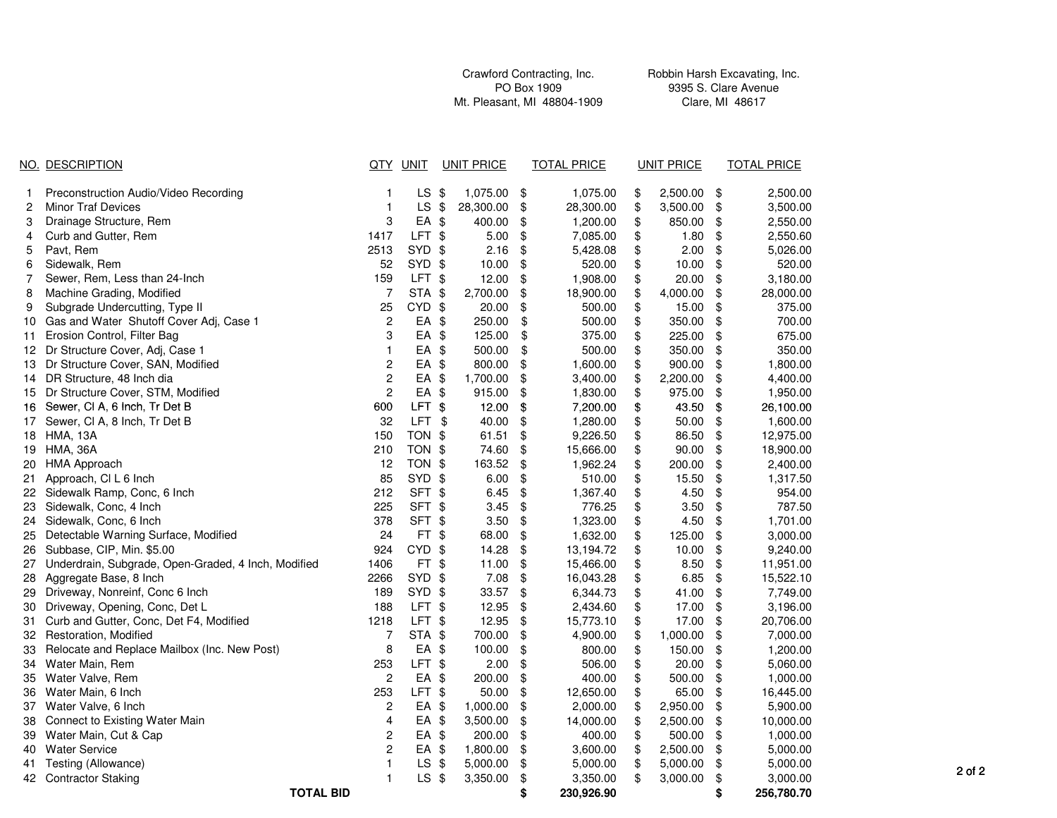| | | | | Crawford Contracting, Inc.<br>PO Box 1909<br>Mt. Pleasant, MI 48804-1909 | | Robbin Harsh Excavating, Inc.<br>9395 S. Clare Avenue<br>Clare, MI 48617 | |
|---|---|---|---|---|---|---|---|
| NO. | DESCRIPTION | QTY | UNIT | UNIT PRICE | TOTAL PRICE | UNIT PRICE | TOTAL PRICE |
| 1 | Preconstruction Audio/Video Recording | 1 | LS | $ 1,075.00 | $ 1,075.00 | $ 2,500.00 | $ 2,500.00 |
| 2 | Minor Traf Devices | 1 | LS | $ 28,300.00 | $ 28,300.00 | $ 3,500.00 | $ 3,500.00 |
| 3 | Drainage Structure, Rem | 3 | EA | $ 400.00 | $ 1,200.00 | $ 850.00 | $ 2,550.00 |
| 4 | Curb and Gutter, Rem | 1417 | LFT | $ 5.00 | $ 7,085.00 | $ 1.80 | $ 2,550.60 |
| 5 | Pavt, Rem | 2513 | SYD | $ 2.16 | $ 5,428.08 | $ 2.00 | $ 5,026.00 |
| 6 | Sidewalk, Rem | 52 | SYD | $ 10.00 | $ 520.00 | $ 10.00 | $ 520.00 |
| 7 | Sewer, Rem, Less than 24-Inch | 159 | LFT | $ 12.00 | $ 1,908.00 | $ 20.00 | $ 3,180.00 |
| 8 | Machine Grading, Modified | 7 | STA | $ 2,700.00 | $ 18,900.00 | $ 4,000.00 | $ 28,000.00 |
| 9 | Subgrade Undercutting, Type II | 25 | CYD | $ 20.00 | $ 500.00 | $ 15.00 | $ 375.00 |
| 10 | Gas and Water Shutoff Cover Adj, Case 1 | 2 | EA | $ 250.00 | $ 500.00 | $ 350.00 | $ 700.00 |
| 11 | Erosion Control, Filter Bag | 3 | EA | $ 125.00 | $ 375.00 | $ 225.00 | $ 675.00 |
| 12 | Dr Structure Cover, Adj, Case 1 | 1 | EA | $ 500.00 | $ 500.00 | $ 350.00 | $ 350.00 |
| 13 | Dr Structure Cover, SAN, Modified | 2 | EA | $ 800.00 | $ 1,600.00 | $ 900.00 | $ 1,800.00 |
| 14 | DR Structure, 48 Inch dia | 2 | EA | $ 1,700.00 | $ 3,400.00 | $ 2,200.00 | $ 4,400.00 |
| 15 | Dr Structure Cover, STM, Modified | 2 | EA | $ 915.00 | $ 1,830.00 | $ 975.00 | $ 1,950.00 |
| 16 | Sewer, Cl A, 6 Inch, Tr Det B | 600 | LFT | $ 12.00 | $ 7,200.00 | $ 43.50 | $ 26,100.00 |
| 17 | Sewer, Cl A, 8 Inch, Tr Det B | 32 | LFT | $ 40.00 | $ 1,280.00 | $ 50.00 | $ 1,600.00 |
| 18 | HMA, 13A | 150 | TON | $ 61.51 | $ 9,226.50 | $ 86.50 | $ 12,975.00 |
| 19 | HMA, 36A | 210 | TON | $ 74.60 | $ 15,666.00 | $ 90.00 | $ 18,900.00 |
| 20 | HMA Approach | 12 | TON | $ 163.52 | $ 1,962.24 | $ 200.00 | $ 2,400.00 |
| 21 | Approach, Cl L 6 Inch | 85 | SYD | $ 6.00 | $ 510.00 | $ 15.50 | $ 1,317.50 |
| 22 | Sidewalk Ramp, Conc, 6 Inch | 212 | SFT | $ 6.45 | $ 1,367.40 | $ 4.50 | $ 954.00 |
| 23 | Sidewalk, Conc, 4 Inch | 225 | SFT | $ 3.45 | $ 776.25 | $ 3.50 | $ 787.50 |
| 24 | Sidewalk, Conc, 6 Inch | 378 | SFT | $ 3.50 | $ 1,323.00 | $ 4.50 | $ 1,701.00 |
| 25 | Detectable Warning Surface, Modified | 24 | FT | $ 68.00 | $ 1,632.00 | $ 125.00 | $ 3,000.00 |
| 26 | Subbase, CIP, Min. $5.00 | 924 | CYD | $ 14.28 | $ 13,194.72 | $ 10.00 | $ 9,240.00 |
| 27 | Underdrain, Subgrade, Open-Graded, 4 Inch, Modified | 1406 | FT | $ 11.00 | $ 15,466.00 | $ 8.50 | $ 11,951.00 |
| 28 | Aggregate Base, 8 Inch | 2266 | SYD | $ 7.08 | $ 16,043.28 | $ 6.85 | $ 15,522.10 |
| 29 | Driveway, Nonreinf, Conc 6 Inch | 189 | SYD | $ 33.57 | $ 6,344.73 | $ 41.00 | $ 7,749.00 |
| 30 | Driveway, Opening, Conc, Det L | 188 | LFT | $ 12.95 | $ 2,434.60 | $ 17.00 | $ 3,196.00 |
| 31 | Curb and Gutter, Conc, Det F4, Modified | 1218 | LFT | $ 12.95 | $ 15,773.10 | $ 17.00 | $ 20,706.00 |
| 32 | Restoration, Modified | 7 | STA | $ 700.00 | $ 4,900.00 | $ 1,000.00 | $ 7,000.00 |
| 33 | Relocate and Replace Mailbox (Inc. New Post) | 8 | EA | $ 100.00 | $ 800.00 | $ 150.00 | $ 1,200.00 |
| 34 | Water Main, Rem | 253 | LFT | $ 2.00 | $ 506.00 | $ 20.00 | $ 5,060.00 |
| 35 | Water Valve, Rem | 2 | EA | $ 200.00 | $ 400.00 | $ 500.00 | $ 1,000.00 |
| 36 | Water Main, 6 Inch | 253 | LFT | $ 50.00 | $ 12,650.00 | $ 65.00 | $ 16,445.00 |
| 37 | Water Valve, 6 Inch | 2 | EA | $ 1,000.00 | $ 2,000.00 | $ 2,950.00 | $ 5,900.00 |
| 38 | Connect to Existing Water Main | 4 | EA | $ 3,500.00 | $ 14,000.00 | $ 2,500.00 | $ 10,000.00 |
| 39 | Water Main, Cut & Cap | 2 | EA | $ 200.00 | $ 400.00 | $ 500.00 | $ 1,000.00 |
| 40 | Water Service | 2 | EA | $ 1,800.00 | $ 3,600.00 | $ 2,500.00 | $ 5,000.00 |
| 41 | Testing (Allowance) | 1 | LS | $ 5,000.00 | $ 5,000.00 | $ 5,000.00 | $ 5,000.00 |
| 42 | Contractor Staking | 1 | LS | $ 3,350.00 | $ 3,350.00 | $ 3,000.00 | $ 3,000.00 |
| | **TOTAL BID** | | | | **$ 230,926.90** | | **$ 256,780.70** |